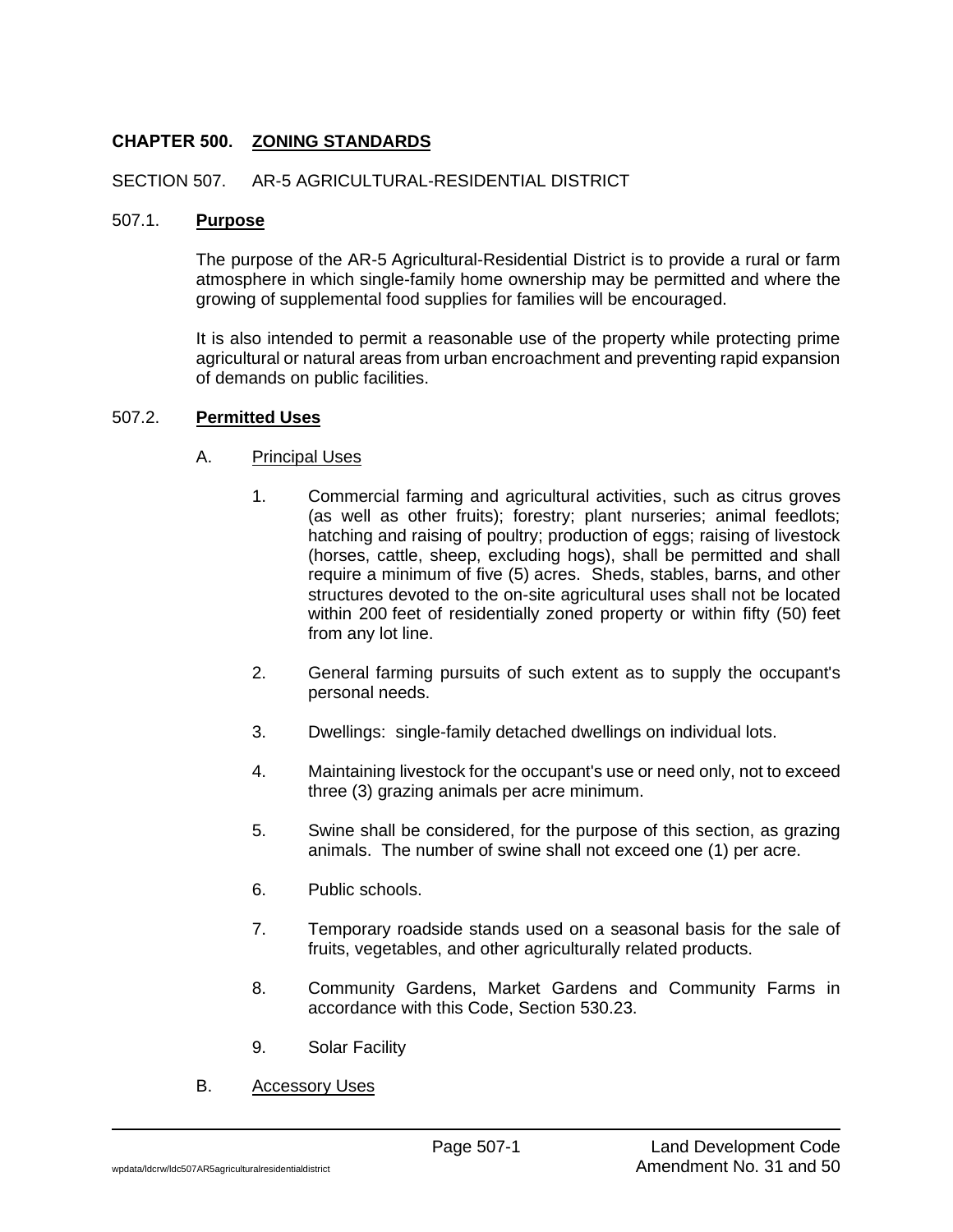# CHAPTER 500. ZONING STANDARDS

## SECTION 507. AR-5 AGRICULTURAL-RESIDENTIAL DISTRICT

### 507.1. **Purpose**

The purpose of the AR-5 Agricultural-Residential District is to provide a rural or farm atmosphere in which single-family home ownership may be permitted and where the growing of supplemental food supplies for families will be encouraged.

It is also intended to permit a reasonable use of the property while protecting prime agricultural or natural areas from urban encroachment and preventing rapid expansion of demands on public facilities.

### 507.2. **Permitted Uses**

A. Principal Uses

1. Commercial farming and agricultural activities, such as citrus groves (as well as other fruits); forestry; plant nurseries; animal feedlots; hatching and raising of poultry; production of eggs; raising of livestock (horses, cattle, sheep, excluding hogs), shall be permitted and shall require a minimum of five (5) acres. Sheds, stables, barns, and other structures devoted to the on-site agricultural uses shall not be located within 200 feet of residentially zoned property or within fifty (50) feet from any lot line.

2. General farming pursuits of such extent as to supply the occupant's personal needs.

3. Dwellings: single-family detached dwellings on individual lots.

4. Maintaining livestock for the occupant's use or need only, not to exceed three (3) grazing animals per acre minimum.

5. Swine shall be considered, for the purpose of this section, as grazing animals. The number of swine shall not exceed one (1) per acre.

6. Public schools.

7. Temporary roadside stands used on a seasonal basis for the sale of fruits, vegetables, and other agriculturally related products.

8. Community Gardens, Market Gardens and Community Farms in accordance with this Code, Section 530.23.

9. Solar Facility

B. Accessory Uses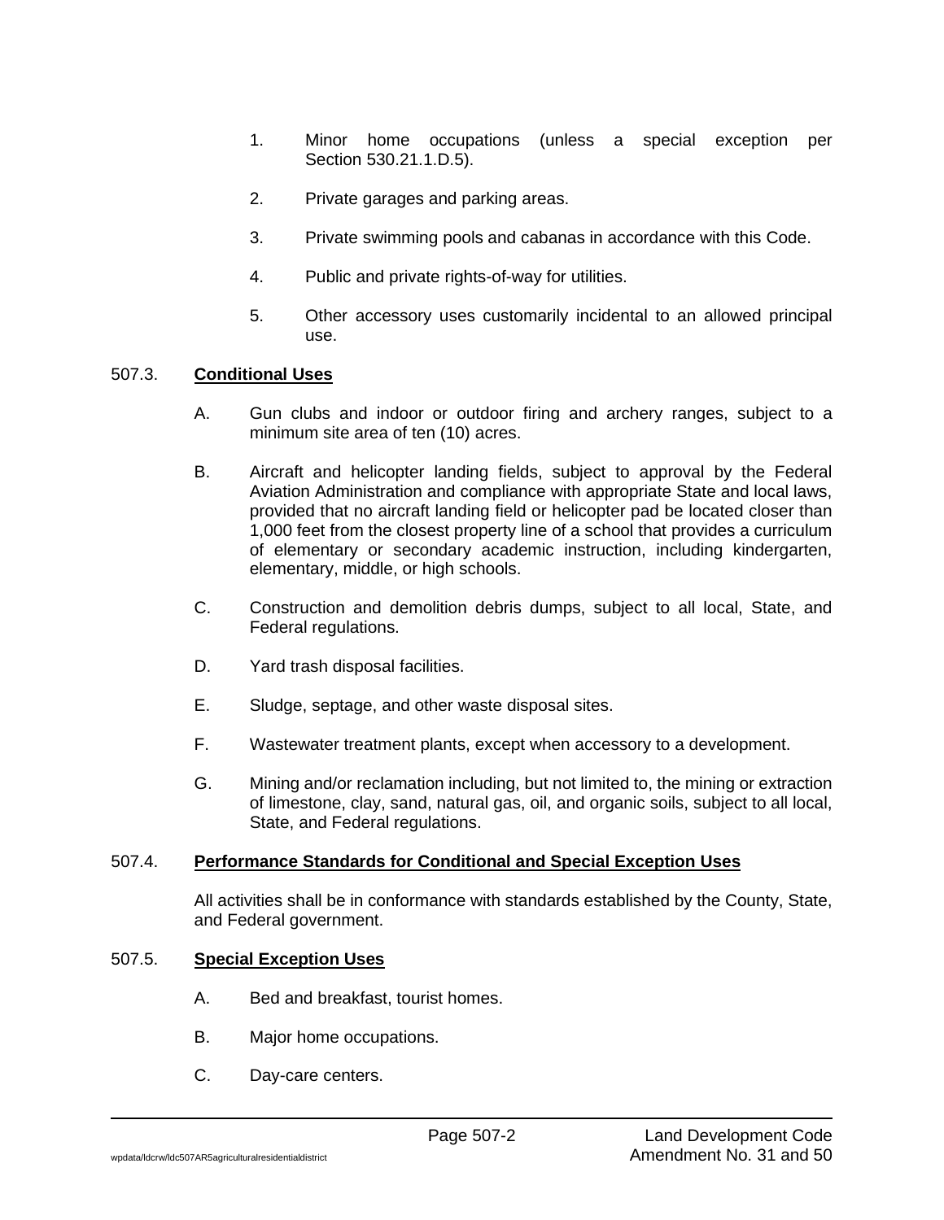1. Minor home occupations (unless a special exception per Section 530.21.1.D.5).

2. Private garages and parking areas.

3. Private swimming pools and cabanas in accordance with this Code.

4. Public and private rights-of-way for utilities.

5. Other accessory uses customarily incidental to an allowed principal use.

## 507.3. Conditional Uses

A. Gun clubs and indoor or outdoor firing and archery ranges, subject to a minimum site area of ten (10) acres.

B. Aircraft and helicopter landing fields, subject to approval by the Federal Aviation Administration and compliance with appropriate State and local laws, provided that no aircraft landing field or helicopter pad be located closer than 1,000 feet from the closest property line of a school that provides a curriculum of elementary or secondary academic instruction, including kindergarten, elementary, middle, or high schools.

C. Construction and demolition debris dumps, subject to all local, State, and Federal regulations.

D. Yard trash disposal facilities.

E. Sludge, septage, and other waste disposal sites.

F. Wastewater treatment plants, except when accessory to a development.

G. Mining and/or reclamation including, but not limited to, the mining or extraction of limestone, clay, sand, natural gas, oil, and organic soils, subject to all local, State, and Federal regulations.

## 507.4. Performance Standards for Conditional and Special Exception Uses

All activities shall be in conformance with standards established by the County, State, and Federal government.

## 507.5. Special Exception Uses

A. Bed and breakfast, tourist homes.

B. Major home occupations.

C. Day-care centers.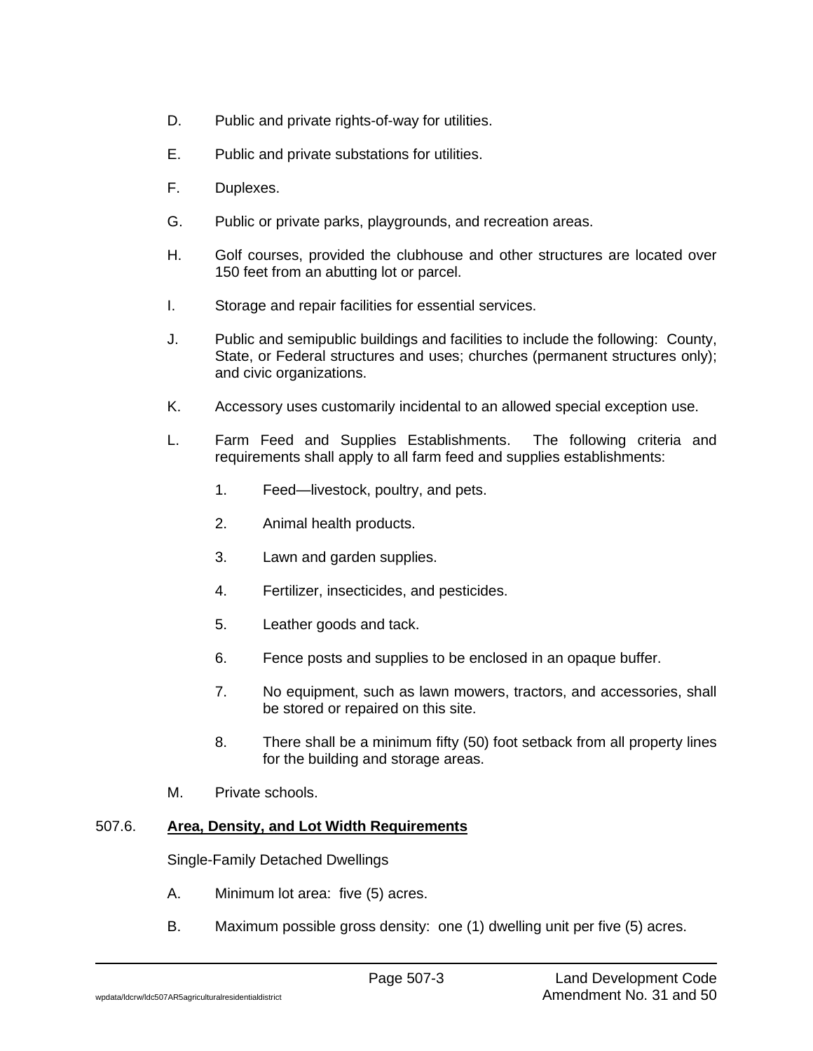D. Public and private rights-of-way for utilities.

E. Public and private substations for utilities.

F. Duplexes.

G. Public or private parks, playgrounds, and recreation areas.

H. Golf courses, provided the clubhouse and other structures are located over 150 feet from an abutting lot or parcel.

I. Storage and repair facilities for essential services.

J. Public and semipublic buildings and facilities to include the following: County, State, or Federal structures and uses; churches (permanent structures only); and civic organizations.

K. Accessory uses customarily incidental to an allowed special exception use.

L. Farm Feed and Supplies Establishments. The following criteria and requirements shall apply to all farm feed and supplies establishments:

   1. Feed—livestock, poultry, and pets.

   2. Animal health products.

   3. Lawn and garden supplies.

   4. Fertilizer, insecticides, and pesticides.

   5. Leather goods and tack.

   6. Fence posts and supplies to be enclosed in an opaque buffer.

   7. No equipment, such as lawn mowers, tractors, and accessories, shall be stored or repaired on this site.

   8. There shall be a minimum fifty (50) foot setback from all property lines for the building and storage areas.

M. Private schools.

## 507.6. <u>**Area, Density, and Lot Width Requirements**</u>

Single-Family Detached Dwellings

A. Minimum lot area: five (5) acres.

B. Maximum possible gross density: one (1) dwelling unit per five (5) acres.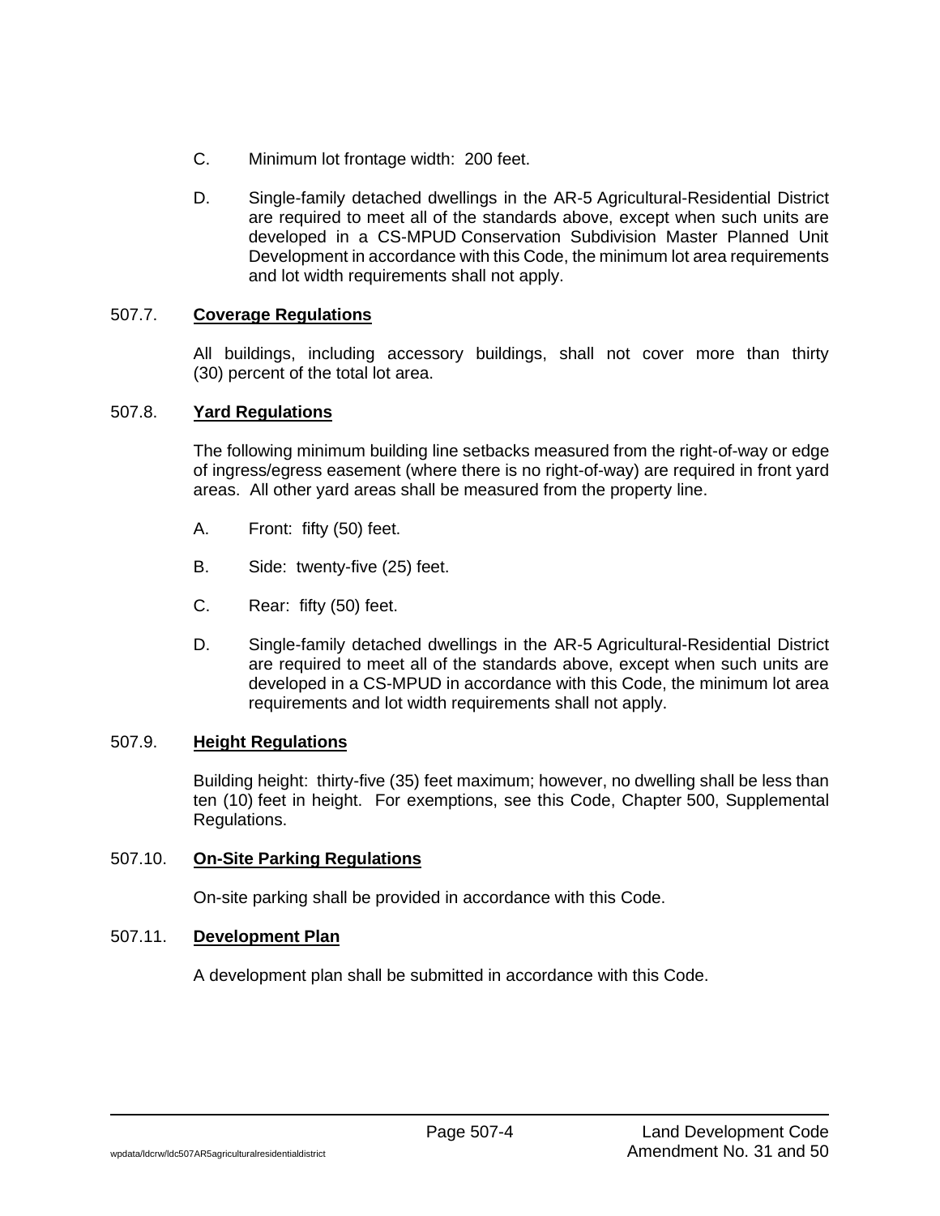C. Minimum lot frontage width: 200 feet.

D. Single-family detached dwellings in the AR-5 Agricultural-Residential District are required to meet all of the standards above, except when such units are developed in a CS-MPUD Conservation Subdivision Master Planned Unit Development in accordance with this Code, the minimum lot area requirements and lot width requirements shall not apply.

## 507.7. **Coverage Regulations**

All buildings, including accessory buildings, shall not cover more than thirty (30) percent of the total lot area.

## 507.8. **Yard Regulations**

The following minimum building line setbacks measured from the right-of-way or edge of ingress/egress easement (where there is no right-of-way) are required in front yard areas. All other yard areas shall be measured from the property line.

A. Front: fifty (50) feet.

B. Side: twenty-five (25) feet.

C. Rear: fifty (50) feet.

D. Single-family detached dwellings in the AR-5 Agricultural-Residential District are required to meet all of the standards above, except when such units are developed in a CS-MPUD in accordance with this Code, the minimum lot area requirements and lot width requirements shall not apply.

## 507.9. **Height Regulations**

Building height: thirty-five (35) feet maximum; however, no dwelling shall be less than ten (10) feet in height. For exemptions, see this Code, Chapter 500, Supplemental Regulations.

## 507.10. **On-Site Parking Regulations**

On-site parking shall be provided in accordance with this Code.

## 507.11. **Development Plan**

A development plan shall be submitted in accordance with this Code.